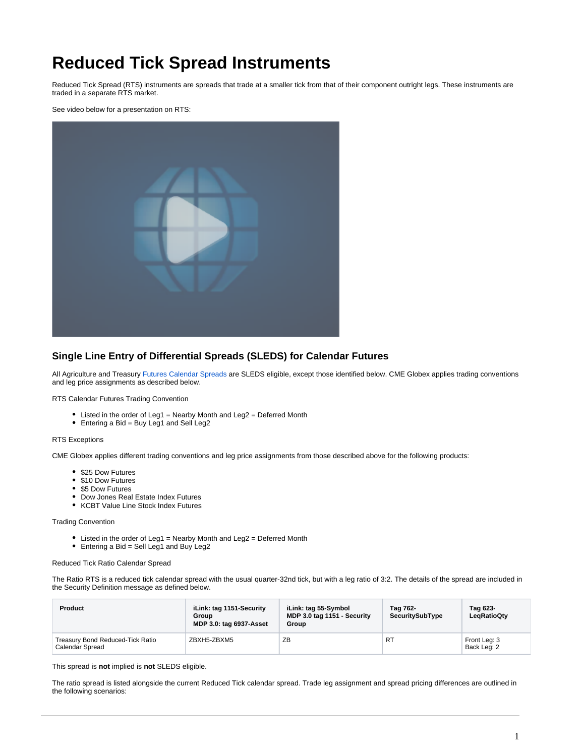# Reduced Tick Spread Instruments

Reduced Tick Spread (RTS) instruments are spreads that trade at a smaller tick from that of their component outright legs. These instruments are traded in a separate RTS market.

See video below for a presentation on RTS:

## Single Line Entry of Differential Spreads (SLEDS) for Calendar Futures

All Agriculture and Treasury Futures Calendar Spreads are SLEDS eligible, except those identified below. CME Globex applies trading conventions and leg price assignments as described below.

RTS Calendar Futures Trading Convention

- Listed in the order of Leg1 = Nearby Month and Leg2 = Deferred Month
- Entering a Bid = Buy Leg1 and Sell Leg2

RTS Exceptions

CME Globex applies different trading conventions and leg price assignments from those described above for the following products:

- $25 Dow Futures
- $10 Dow Futures
- $5 Dow Futures
- Dow Jones Real Estate Index Futures
- KCBT Value Line Stock Index Futures

Trading Convention

- Listed in the order of Leg1 = Nearby Month and Leg2 = Deferred Month
- Entering a Bid = Sell Leg1 and Buy Leg2

Reduced Tick Ratio Calendar Spread

The Ratio RTS is a reduced tick calendar spread with the usual quarter-32nd tick, but with a leg ratio of 3:2. The details of the spread are included in the Security Definition message as defined below.

| Product | iLink: tag 1151-Security Group<br>MDP 3.0: tag 6937-Asset | iLink: tag 55-Symbol<br>MDP 3.0 tag 1151 - Security Group | Tag 762-SecuritySubType | Tag 623-LeqRatioQty |
|---|---|---|---|---|
| Treasury Bond Reduced-Tick Ratio Calendar Spread | ZBXH5-ZBXM5 | ZB | RT | Front Leg: 3<br>Back Leg: 2 |

This spread is **not** implied is **not** SLEDS eligible.

The ratio spread is listed alongside the current Reduced Tick calendar spread. Trade leg assignment and spread pricing differences are outlined in the following scenarios: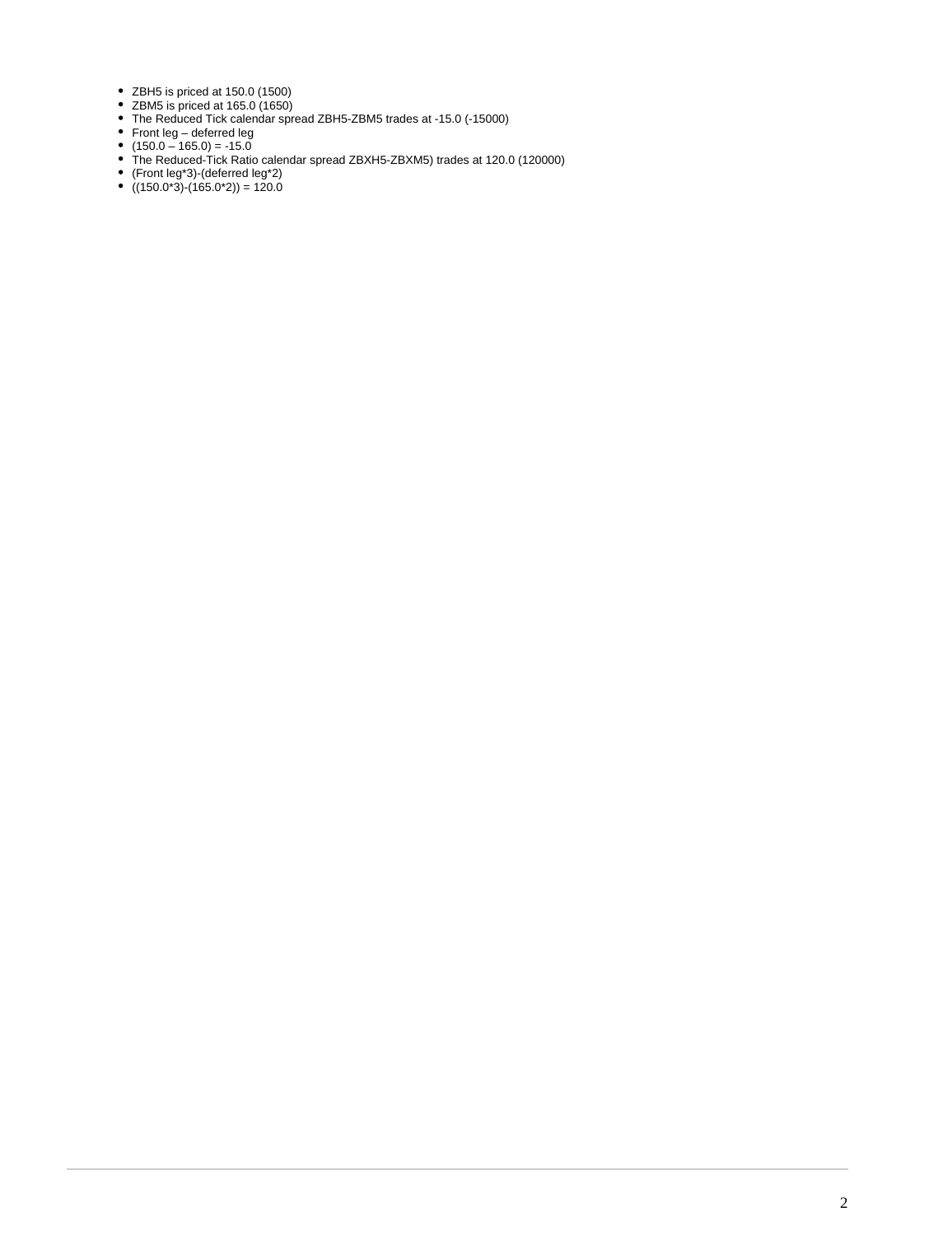- ZBH5 is priced at 150.0 (1500)
- ZBM5 is priced at 165.0 (1650)
- The Reduced Tick calendar spread ZBH5-ZBM5 trades at -15.0 (-15000)
- Front leg – deferred leg
- (150.0 – 165.0) = -15.0
- The Reduced-Tick Ratio calendar spread ZBXH5-ZBXM5) trades at 120.0 (120000)
- (Front leg*3)-(deferred leg*2)
- ((150.0*3)-(165.0*2)) = 120.0